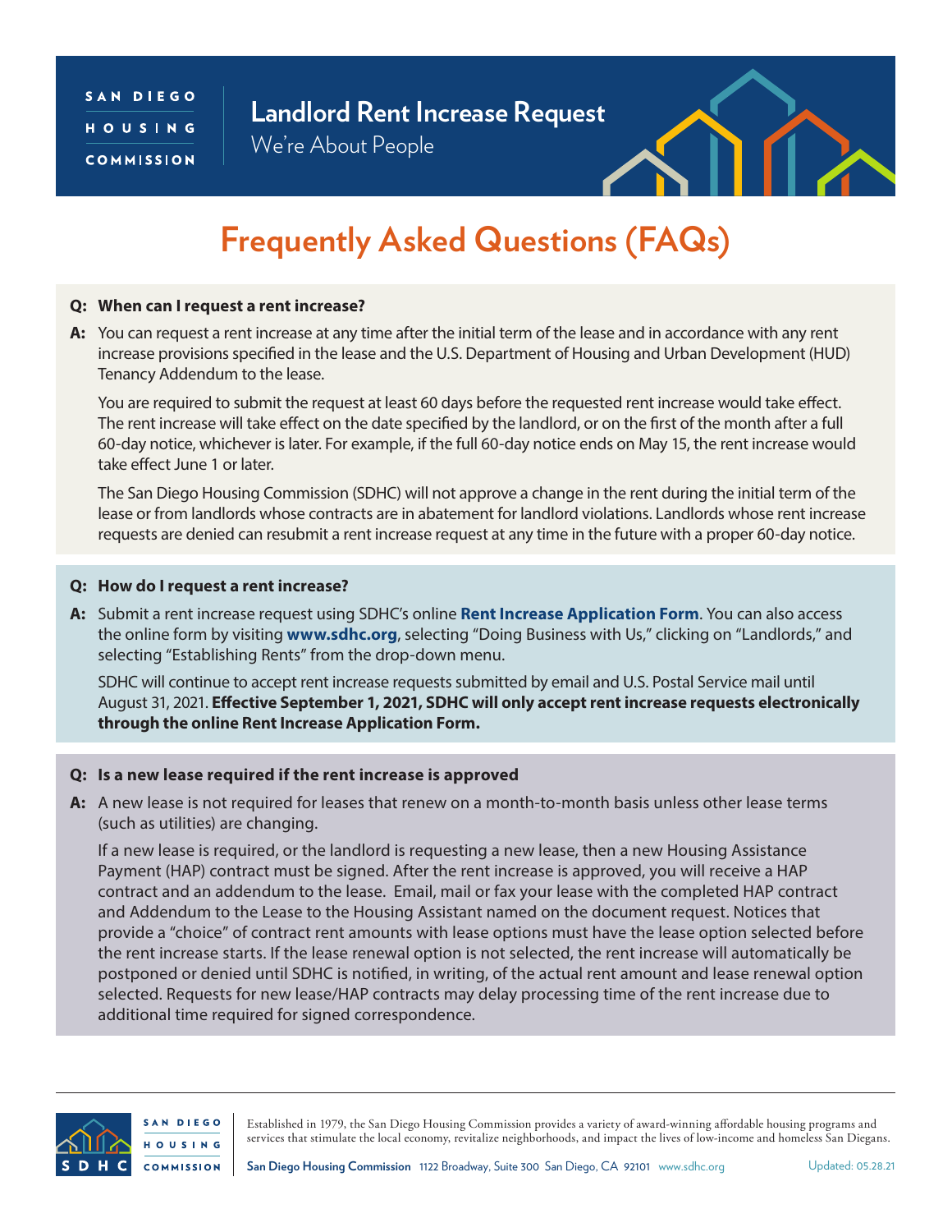# Landlord Rent Increase Request

We're About People

## Frequently Asked Questions (FAQs)

**Q: When can I request a rent increase?**

**A:** You can request a rent increase at any time after the initial term of the lease and in accordance with any rent increase provisions specified in the lease and the U.S. Department of Housing and Urban Development (HUD) Tenancy Addendum to the lease.

You are required to submit the request at least 60 days before the requested rent increase would take effect. The rent increase will take effect on the date specified by the landlord, or on the first of the month after a full 60-day notice, whichever is later. For example, if the full 60-day notice ends on May 15, the rent increase would take effect June 1 or later.

The San Diego Housing Commission (SDHC) will not approve a change in the rent during the initial term of the lease or from landlords whose contracts are in abatement for landlord violations. Landlords whose rent increase requests are denied can resubmit a rent increase request at any time in the future with a proper 60-day notice.

**Q: How do I request a rent increase?**

**A:** Submit a rent increase request using SDHC's online **Rent Increase Application Form**. You can also access the online form by visiting **www.sdhc.org**, selecting "Doing Business with Us," clicking on "Landlords," and selecting "Establishing Rents" from the drop-down menu.

SDHC will continue to accept rent increase requests submitted by email and U.S. Postal Service mail until August 31, 2021. **Effective September 1, 2021, SDHC will only accept rent increase requests electronically through the online Rent Increase Application Form.**

**Q: Is a new lease required if the rent increase is approved**

**A:** A new lease is not required for leases that renew on a month-to-month basis unless other lease terms (such as utilities) are changing.

If a new lease is required, or the landlord is requesting a new lease, then a new Housing Assistance Payment (HAP) contract must be signed. After the rent increase is approved, you will receive a HAP contract and an addendum to the lease. Email, mail or fax your lease with the completed HAP contract and Addendum to the Lease to the Housing Assistant named on the document request. Notices that provide a "choice" of contract rent amounts with lease options must have the lease option selected before the rent increase starts. If the lease renewal option is not selected, the rent increase will automatically be postponed or denied until SDHC is notified, in writing, of the actual rent amount and lease renewal option selected. Requests for new lease/HAP contracts may delay processing time of the rent increase due to additional time required for signed correspondence.

Established in 1979, the San Diego Housing Commission provides a variety of award-winning affordable housing programs and services that stimulate the local economy, revitalize neighborhoods, and impact the lives of low-income and homeless San Diegans.

**San Diego Housing Commission** 1122 Broadway, Suite 300 San Diego, CA 92101 www.sdhc.org

Updated: 05.28.21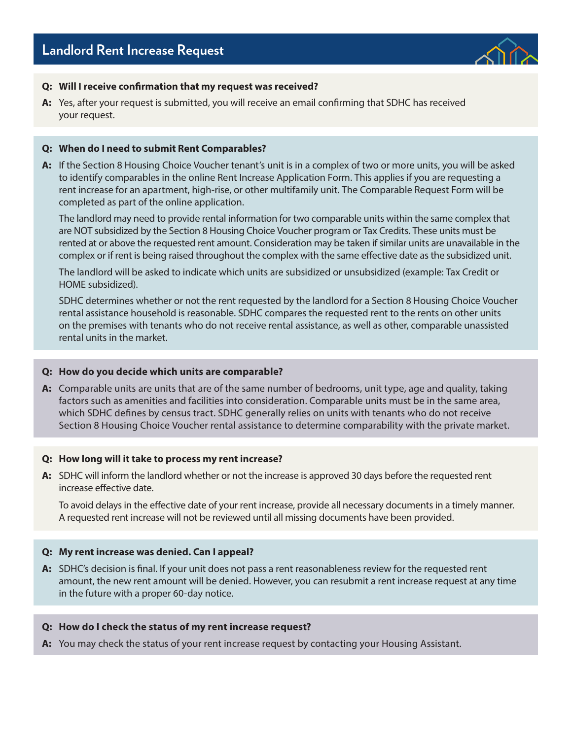## Landlord Rent Increase Request

**Q: Will I receive confirmation that my request was received?**

**A:** Yes, after your request is submitted, you will receive an email confirming that SDHC has received your request.

**Q: When do I need to submit Rent Comparables?**

**A:** If the Section 8 Housing Choice Voucher tenant's unit is in a complex of two or more units, you will be asked to identify comparables in the online Rent Increase Application Form. This applies if you are requesting a rent increase for an apartment, high-rise, or other multifamily unit. The Comparable Request Form will be completed as part of the online application.

The landlord may need to provide rental information for two comparable units within the same complex that are NOT subsidized by the Section 8 Housing Choice Voucher program or Tax Credits. These units must be rented at or above the requested rent amount. Consideration may be taken if similar units are unavailable in the complex or if rent is being raised throughout the complex with the same effective date as the subsidized unit.

The landlord will be asked to indicate which units are subsidized or unsubsidized (example: Tax Credit or HOME subsidized).

SDHC determines whether or not the rent requested by the landlord for a Section 8 Housing Choice Voucher rental assistance household is reasonable. SDHC compares the requested rent to the rents on other units on the premises with tenants who do not receive rental assistance, as well as other, comparable unassisted rental units in the market.

**Q: How do you decide which units are comparable?**

**A:** Comparable units are units that are of the same number of bedrooms, unit type, age and quality, taking factors such as amenities and facilities into consideration. Comparable units must be in the same area, which SDHC defines by census tract. SDHC generally relies on units with tenants who do not receive Section 8 Housing Choice Voucher rental assistance to determine comparability with the private market.

**Q: How long will it take to process my rent increase?**

**A:** SDHC will inform the landlord whether or not the increase is approved 30 days before the requested rent increase effective date.

To avoid delays in the effective date of your rent increase, provide all necessary documents in a timely manner. A requested rent increase will not be reviewed until all missing documents have been provided.

**Q: My rent increase was denied. Can I appeal?**

**A:** SDHC's decision is final. If your unit does not pass a rent reasonableness review for the requested rent amount, the new rent amount will be denied. However, you can resubmit a rent increase request at any time in the future with a proper 60-day notice.

**Q: How do I check the status of my rent increase request?**

**A:** You may check the status of your rent increase request by contacting your Housing Assistant.